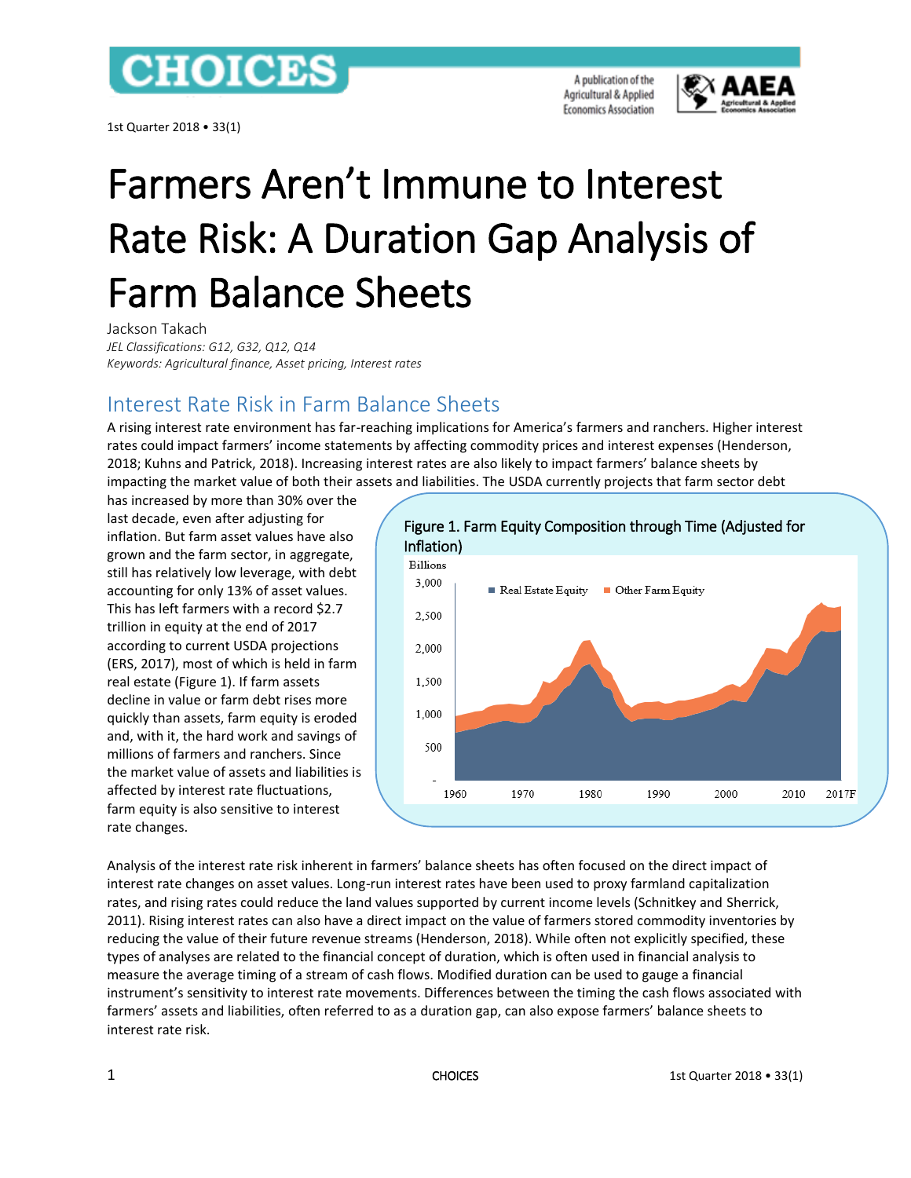# Farmers Aren't Immune to Interest Rate Risk: A Duration Gap Analysis of Farm Balance Sheets

Jackson Takach

*JEL Classifications: G12, G32, Q12, Q14*

*Keywords: Agricultural finance, Asset pricing, Interest rates*

## Interest Rate Risk in Farm Balance Sheets

A rising interest rate environment has far-reaching implications for America's farmers and ranchers. Higher interest rates could impact farmers' income statements by affecting commodity prices and interest expenses (Henderson, 2018; Kuhns and Patrick, 2018). Increasing interest rates are also likely to impact farmers' balance sheets by impacting the market value of both their assets and liabilities. The USDA currently projects that farm sector debt has increased by more than 30% over the last decade, even after adjusting for inflation. But farm asset values have also grown and the farm sector, in aggregate, still has relatively low leverage, with debt accounting for only 13% of asset values. This has left farmers with a record $2.7 trillion in equity at the end of 2017 according to current USDA projections (ERS, 2017), most of which is held in farm real estate (Figure 1). If farm assets decline in value or farm debt rises more quickly than assets, farm equity is eroded and, with it, the hard work and savings of millions of farmers and ranchers. Since the market value of assets and liabilities is affected by interest rate fluctuations, farm equity is also sensitive to interest rate changes.

Figure 1. Farm Equity Composition through Time (Adjusted for Inflation)

Analysis of the interest rate risk inherent in farmers' balance sheets has often focused on the direct impact of interest rate changes on asset values. Long-run interest rates have been used to proxy farmland capitalization rates, and rising rates could reduce the land values supported by current income levels (Schnitkey and Sherrick, 2011). Rising interest rates can also have a direct impact on the value of farmers stored commodity inventories by reducing the value of their future revenue streams (Henderson, 2018). While often not explicitly specified, these types of analyses are related to the financial concept of duration, which is often used in financial analysis to measure the average timing of a stream of cash flows. Modified duration can be used to gauge a financial instrument's sensitivity to interest rate movements. Differences between the timing the cash flows associated with farmers' assets and liabilities, often referred to as a duration gap, can also expose farmers' balance sheets to interest rate risk.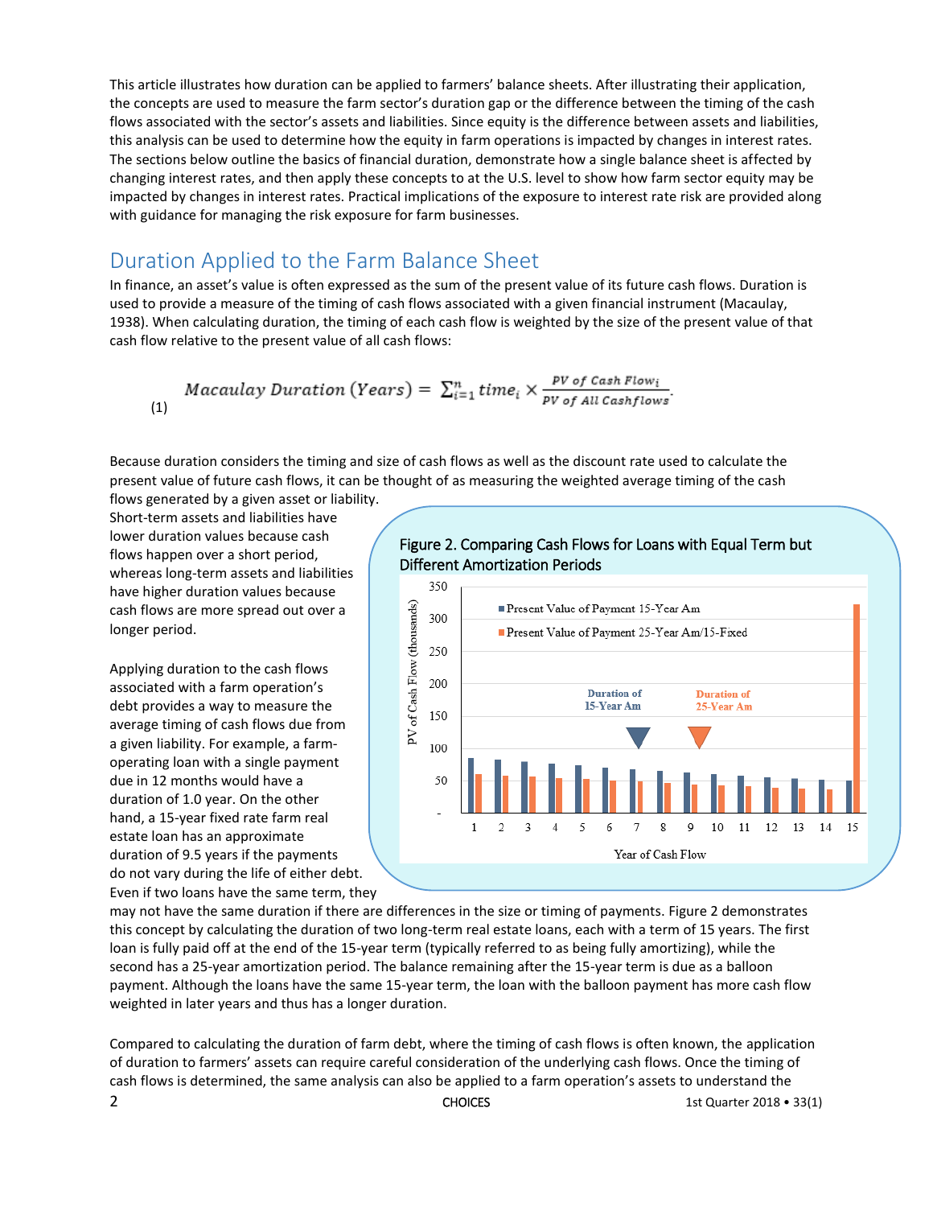This article illustrates how duration can be applied to farmers' balance sheets. After illustrating their application, the concepts are used to measure the farm sector's duration gap or the difference between the timing of the cash flows associated with the sector's assets and liabilities. Since equity is the difference between assets and liabilities, this analysis can be used to determine how the equity in farm operations is impacted by changes in interest rates. The sections below outline the basics of financial duration, demonstrate how a single balance sheet is affected by changing interest rates, and then apply these concepts to at the U.S. level to show how farm sector equity may be impacted by changes in interest rates. Practical implications of the exposure to interest rate risk are provided along with guidance for managing the risk exposure for farm businesses.

## Duration Applied to the Farm Balance Sheet

In finance, an asset's value is often expressed as the sum of the present value of its future cash flows. Duration is used to provide a measure of the timing of cash flows associated with a given financial instrument (Macaulay, 1938). When calculating duration, the timing of each cash flow is weighted by the size of the present value of that cash flow relative to the present value of all cash flows:

$$Macaulay\ Duration\ (Years) = \sum_{i=1}^{n} time_i \times \frac{PV\ of\ Cash\ Flow_i}{PV\ of\ All\ Cashflows}. \quad (1)$$

Because duration considers the timing and size of cash flows as well as the discount rate used to calculate the present value of future cash flows, it can be thought of as measuring the weighted average timing of the cash flows generated by a given asset or liability. Short-term assets and liabilities have lower duration values because cash flows happen over a short period, whereas long-term assets and liabilities have higher duration values because cash flows are more spread out over a longer period.

Applying duration to the cash flows associated with a farm operation's debt provides a way to measure the average timing of cash flows due from a given liability. For example, a farm-operating loan with a single payment due in 12 months would have a duration of 1.0 year. On the other hand, a 15-year fixed rate farm real estate loan has an approximate duration of 9.5 years if the payments do not vary during the life of either debt. Even if two loans have the same term, they may not have the same duration if there are differences in the size or timing of payments. Figure 2 demonstrates this concept by calculating the duration of two long-term real estate loans, each with a term of 15 years. The first loan is fully paid off at the end of the 15-year term (typically referred to as being fully amortizing), while the second has a 25-year amortization period. The balance remaining after the 15-year term is due as a balloon payment. Although the loans have the same 15-year term, the loan with the balloon payment has more cash flow weighted in later years and thus has a longer duration.

**Figure 2. Comparing Cash Flows for Loans with Equal Term but Different Amortization Periods**

Compared to calculating the duration of farm debt, where the timing of cash flows is often known, the application of duration to farmers' assets can require careful consideration of the underlying cash flows. Once the timing of cash flows is determined, the same analysis can also be applied to a farm operation's assets to understand the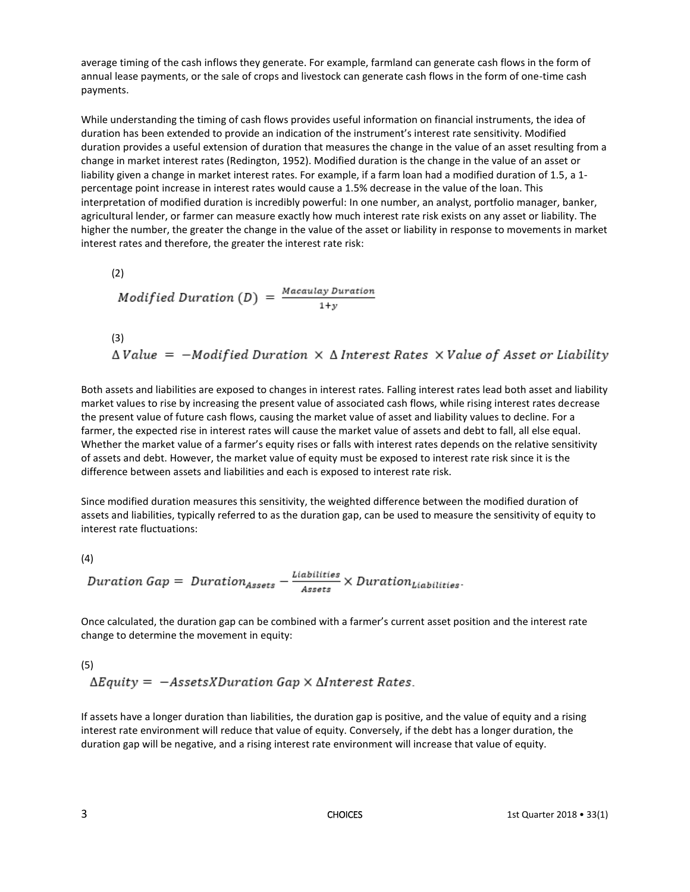average timing of the cash inflows they generate. For example, farmland can generate cash flows in the form of annual lease payments, or the sale of crops and livestock can generate cash flows in the form of one-time cash payments.

While understanding the timing of cash flows provides useful information on financial instruments, the idea of duration has been extended to provide an indication of the instrument's interest rate sensitivity. Modified duration provides a useful extension of duration that measures the change in the value of an asset resulting from a change in market interest rates (Redington, 1952). Modified duration is the change in the value of an asset or liability given a change in market interest rates. For example, if a farm loan had a modified duration of 1.5, a 1-percentage point increase in interest rates would cause a 1.5% decrease in the value of the loan. This interpretation of modified duration is incredibly powerful: In one number, an analyst, portfolio manager, banker, agricultural lender, or farmer can measure exactly how much interest rate risk exists on any asset or liability. The higher the number, the greater the change in the value of the asset or liability in response to movements in market interest rates and therefore, the greater the interest rate risk:

(2)

$$Modified\ Duration\ (D) = \frac{Macaulay\ Duration}{1+y}$$

(3)

$$\Delta\, Value = -Modified\ Duration \times \Delta\, Interest\ Rates \times Value\ of\ Asset\ or\ Liability$$

Both assets and liabilities are exposed to changes in interest rates. Falling interest rates lead both asset and liability market values to rise by increasing the present value of associated cash flows, while rising interest rates decrease the present value of future cash flows, causing the market value of asset and liability values to decline. For a farmer, the expected rise in interest rates will cause the market value of assets and debt to fall, all else equal. Whether the market value of a farmer's equity rises or falls with interest rates depends on the relative sensitivity of assets and debt. However, the market value of equity must be exposed to interest rate risk since it is the difference between assets and liabilities and each is exposed to interest rate risk.

Since modified duration measures this sensitivity, the weighted difference between the modified duration of assets and liabilities, typically referred to as the duration gap, can be used to measure the sensitivity of equity to interest rate fluctuations:

(4)

$$Duration\ Gap = \ Duration_{Assets} - \frac{Liabilities}{Assets} \times Duration_{Liabilities}.$$

Once calculated, the duration gap can be combined with a farmer's current asset position and the interest rate change to determine the movement in equity:

(5)

$$\Delta Equity = -Assets X Duration\ Gap \times \Delta Interest\ Rates.$$

If assets have a longer duration than liabilities, the duration gap is positive, and the value of equity and a rising interest rate environment will reduce that value of equity. Conversely, if the debt has a longer duration, the duration gap will be negative, and a rising interest rate environment will increase that value of equity.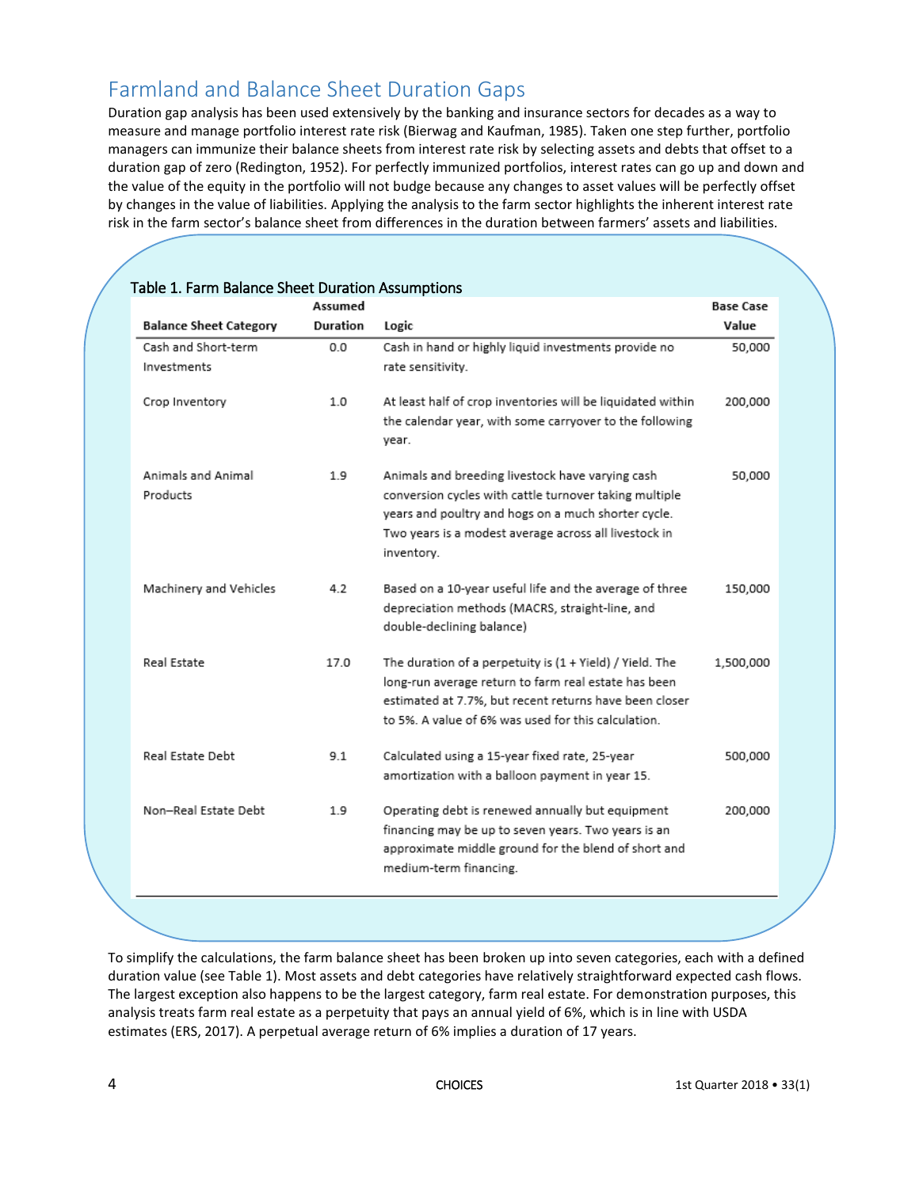## Farmland and Balance Sheet Duration Gaps

Duration gap analysis has been used extensively by the banking and insurance sectors for decades as a way to measure and manage portfolio interest rate risk (Bierwag and Kaufman, 1985). Taken one step further, portfolio managers can immunize their balance sheets from interest rate risk by selecting assets and debts that offset to a duration gap of zero (Redington, 1952). For perfectly immunized portfolios, interest rates can go up and down and the value of the equity in the portfolio will not budge because any changes to asset values will be perfectly offset by changes in the value of liabilities. Applying the analysis to the farm sector highlights the inherent interest rate risk in the farm sector's balance sheet from differences in the duration between farmers' assets and liabilities.

Table 1. Farm Balance Sheet Duration Assumptions

| Balance Sheet Category | Assumed Duration | Logic | Base Case Value |
|---|---|---|---|
| Cash and Short-term Investments | 0.0 | Cash in hand or highly liquid investments provide no rate sensitivity. | 50,000 |
| Crop Inventory | 1.0 | At least half of crop inventories will be liquidated within the calendar year, with some carryover to the following year. | 200,000 |
| Animals and Animal Products | 1.9 | Animals and breeding livestock have varying cash conversion cycles with cattle turnover taking multiple years and poultry and hogs on a much shorter cycle. Two years is a modest average across all livestock in inventory. | 50,000 |
| Machinery and Vehicles | 4.2 | Based on a 10-year useful life and the average of three depreciation methods (MACRS, straight-line, and double-declining balance) | 150,000 |
| Real Estate | 17.0 | The duration of a perpetuity is (1 + Yield) / Yield. The long-run average return to farm real estate has been estimated at 7.7%, but recent returns have been closer to 5%. A value of 6% was used for this calculation. | 1,500,000 |
| Real Estate Debt | 9.1 | Calculated using a 15-year fixed rate, 25-year amortization with a balloon payment in year 15. | 500,000 |
| Non–Real Estate Debt | 1.9 | Operating debt is renewed annually but equipment financing may be up to seven years. Two years is an approximate middle ground for the blend of short and medium-term financing. | 200,000 |

To simplify the calculations, the farm balance sheet has been broken up into seven categories, each with a defined duration value (see Table 1). Most assets and debt categories have relatively straightforward expected cash flows. The largest exception also happens to be the largest category, farm real estate. For demonstration purposes, this analysis treats farm real estate as a perpetuity that pays an annual yield of 6%, which is in line with USDA estimates (ERS, 2017). A perpetual average return of 6% implies a duration of 17 years.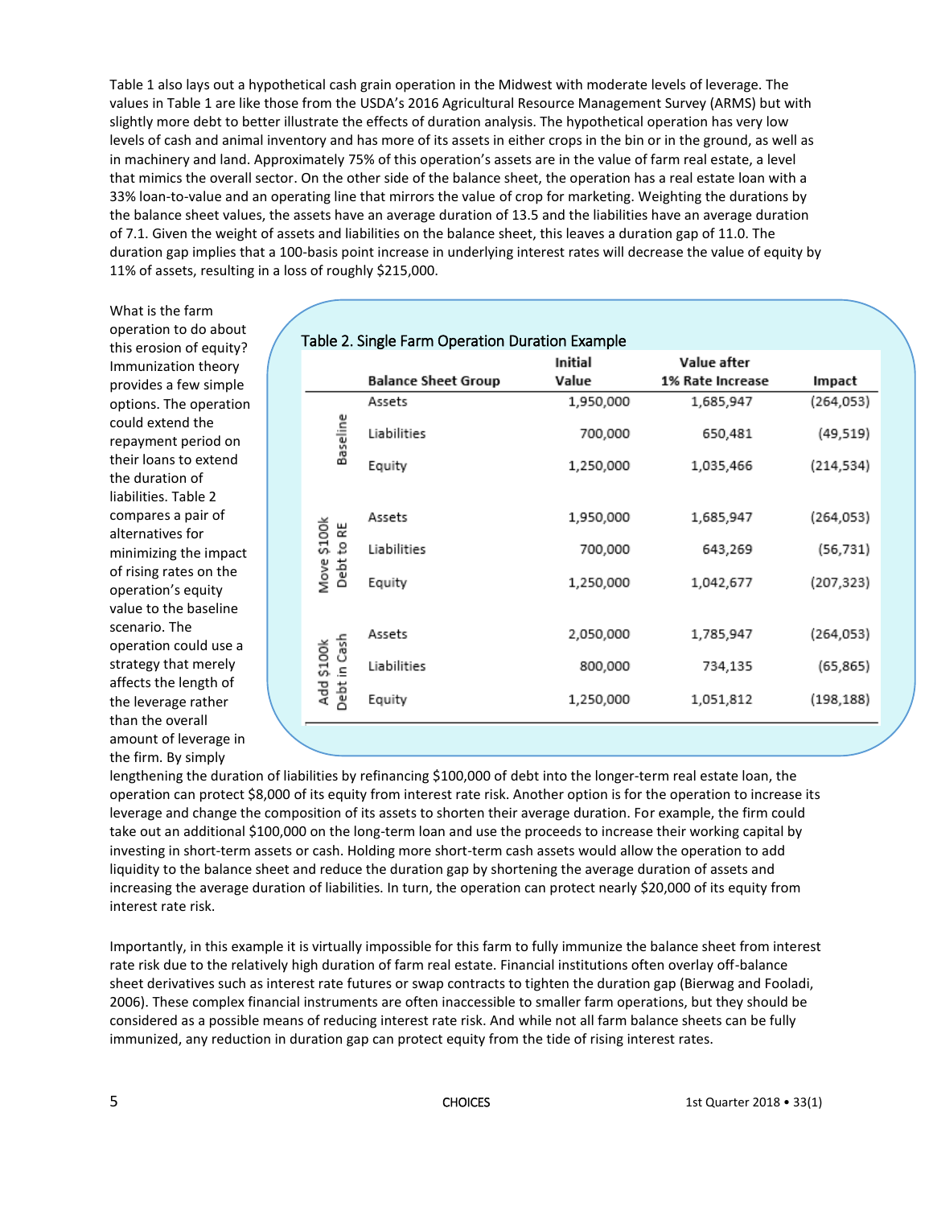Table 1 also lays out a hypothetical cash grain operation in the Midwest with moderate levels of leverage. The values in Table 1 are like those from the USDA's 2016 Agricultural Resource Management Survey (ARMS) but with slightly more debt to better illustrate the effects of duration analysis. The hypothetical operation has very low levels of cash and animal inventory and has more of its assets in either crops in the bin or in the ground, as well as in machinery and land. Approximately 75% of this operation's assets are in the value of farm real estate, a level that mimics the overall sector. On the other side of the balance sheet, the operation has a real estate loan with a 33% loan-to-value and an operating line that mirrors the value of crop for marketing. Weighting the durations by the balance sheet values, the assets have an average duration of 13.5 and the liabilities have an average duration of 7.1. Given the weight of assets and liabilities on the balance sheet, this leaves a duration gap of 11.0. The duration gap implies that a 100-basis point increase in underlying interest rates will decrease the value of equity by 11% of assets, resulting in a loss of roughly $215,000.

Table 2. Single Farm Operation Duration Example

| | Balance Sheet Group | Initial Value | Value after 1% Rate Increase | Impact |
|---|---|---|---|---|
| Baseline | Assets | 1,950,000 | 1,685,947 | (264,053) |
| | Liabilities | 700,000 | 650,481 | (49,519) |
| | Equity | 1,250,000 | 1,035,466 | (214,534) |
| Move $100k Debt to RE | Assets | 1,950,000 | 1,685,947 | (264,053) |
| | Liabilities | 700,000 | 643,269 | (56,731) |
| | Equity | 1,250,000 | 1,042,677 | (207,323) |
| Add $100k Debt in Cash | Assets | 2,050,000 | 1,785,947 | (264,053) |
| | Liabilities | 800,000 | 734,135 | (65,865) |
| | Equity | 1,250,000 | 1,051,812 | (198,188) |

What is the farm operation to do about this erosion of equity? Immunization theory provides a few simple options. The operation could extend the repayment period on their loans to extend the duration of liabilities. Table 2 compares a pair of alternatives for minimizing the impact of rising rates on the operation's equity value to the baseline scenario. The operation could use a strategy that merely affects the length of the leverage rather than the overall amount of leverage in the firm. By simply lengthening the duration of liabilities by refinancing $100,000 of debt into the longer-term real estate loan, the operation can protect $8,000 of its equity from interest rate risk. Another option is for the operation to increase its leverage and change the composition of its assets to shorten their average duration. For example, the firm could take out an additional $100,000 on the long-term loan and use the proceeds to increase their working capital by investing in short-term assets or cash. Holding more short-term cash assets would allow the operation to add liquidity to the balance sheet and reduce the duration gap by shortening the average duration of assets and increasing the average duration of liabilities. In turn, the operation can protect nearly $20,000 of its equity from interest rate risk.

Importantly, in this example it is virtually impossible for this farm to fully immunize the balance sheet from interest rate risk due to the relatively high duration of farm real estate. Financial institutions often overlay off-balance sheet derivatives such as interest rate futures or swap contracts to tighten the duration gap (Bierwag and Fooladi, 2006). These complex financial instruments are often inaccessible to smaller farm operations, but they should be considered as a possible means of reducing interest rate risk. And while not all farm balance sheets can be fully immunized, any reduction in duration gap can protect equity from the tide of rising interest rates.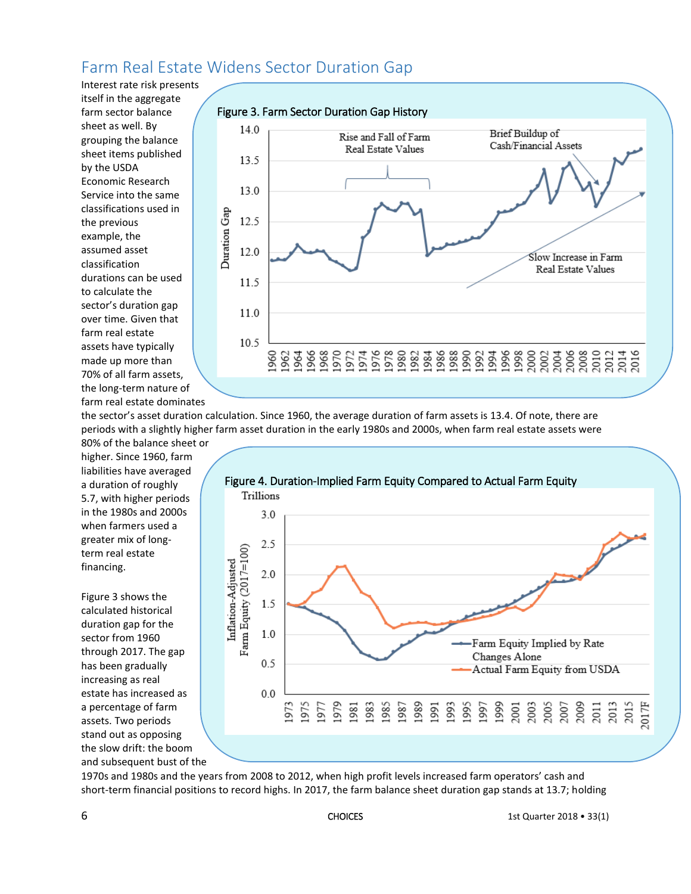## Farm Real Estate Widens Sector Duration Gap

Interest rate risk presents itself in the aggregate farm sector balance sheet as well. By grouping the balance sheet items published by the USDA Economic Research Service into the same classifications used in the previous example, the assumed asset classification durations can be used to calculate the sector's duration gap over time. Given that farm real estate assets have typically made up more than 70% of all farm assets, the long-term nature of farm real estate dominates the sector's asset duration calculation. Since 1960, the average duration of farm assets is 13.4. Of note, there are periods with a slightly higher farm asset duration in the early 1980s and 2000s, when farm real estate assets were 80% of the balance sheet or higher. Since 1960, farm liabilities have averaged a duration of roughly 5.7, with higher periods in the 1980s and 2000s when farmers used a greater mix of long-term real estate financing.

Figure 3. Farm Sector Duration Gap History

Figure 4. Duration-Implied Farm Equity Compared to Actual Farm Equity

Figure 3 shows the calculated historical duration gap for the sector from 1960 through 2017. The gap has been gradually increasing as real estate has increased as a percentage of farm assets. Two periods stand out as opposing the slow drift: the boom and subsequent bust of the 1970s and 1980s and the years from 2008 to 2012, when high profit levels increased farm operators' cash and short-term financial positions to record highs. In 2017, the farm balance sheet duration gap stands at 13.7; holding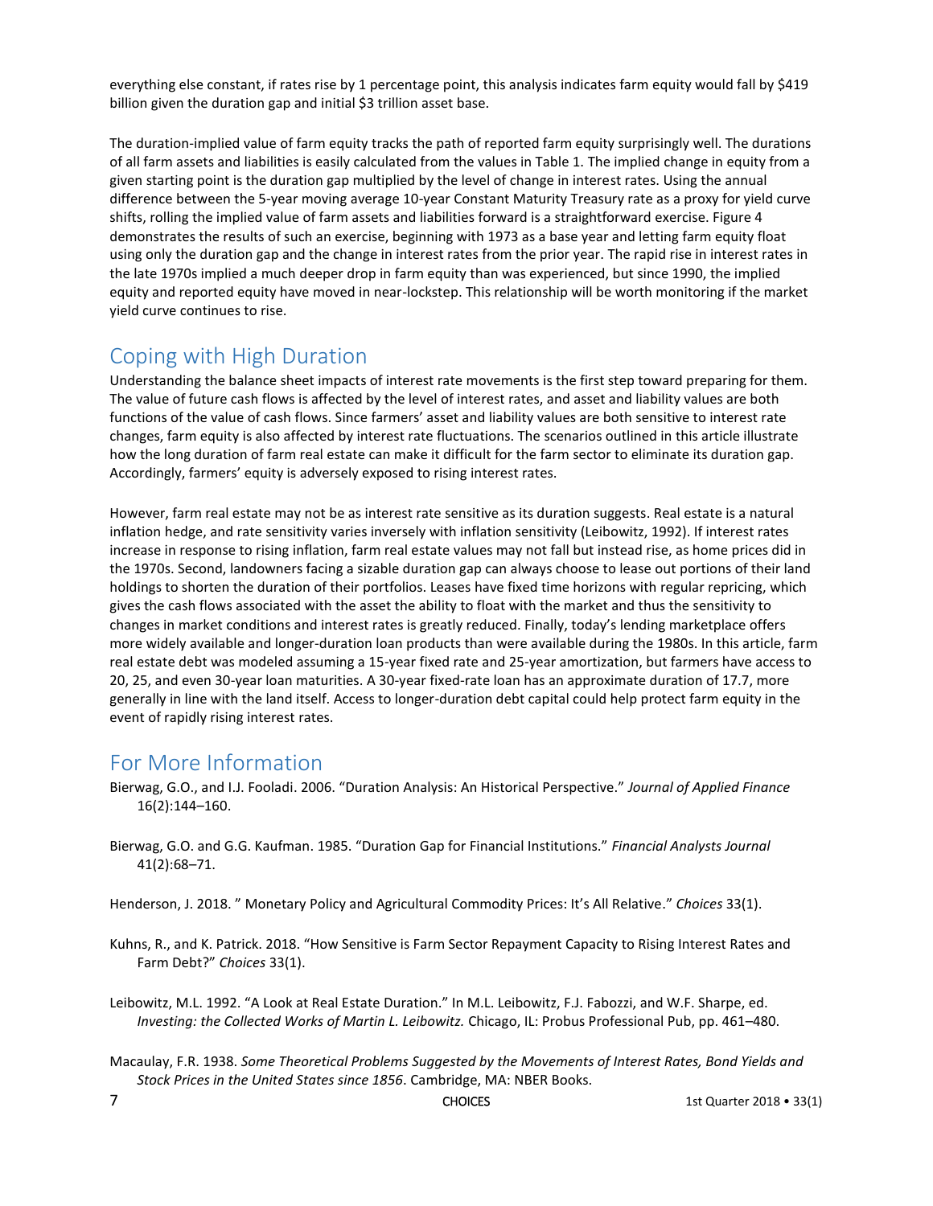everything else constant, if rates rise by 1 percentage point, this analysis indicates farm equity would fall by $419 billion given the duration gap and initial $3 trillion asset base.

The duration-implied value of farm equity tracks the path of reported farm equity surprisingly well. The durations of all farm assets and liabilities is easily calculated from the values in Table 1. The implied change in equity from a given starting point is the duration gap multiplied by the level of change in interest rates. Using the annual difference between the 5-year moving average 10-year Constant Maturity Treasury rate as a proxy for yield curve shifts, rolling the implied value of farm assets and liabilities forward is a straightforward exercise. Figure 4 demonstrates the results of such an exercise, beginning with 1973 as a base year and letting farm equity float using only the duration gap and the change in interest rates from the prior year. The rapid rise in interest rates in the late 1970s implied a much deeper drop in farm equity than was experienced, but since 1990, the implied equity and reported equity have moved in near-lockstep. This relationship will be worth monitoring if the market yield curve continues to rise.

## Coping with High Duration

Understanding the balance sheet impacts of interest rate movements is the first step toward preparing for them. The value of future cash flows is affected by the level of interest rates, and asset and liability values are both functions of the value of cash flows. Since farmers' asset and liability values are both sensitive to interest rate changes, farm equity is also affected by interest rate fluctuations. The scenarios outlined in this article illustrate how the long duration of farm real estate can make it difficult for the farm sector to eliminate its duration gap. Accordingly, farmers' equity is adversely exposed to rising interest rates.

However, farm real estate may not be as interest rate sensitive as its duration suggests. Real estate is a natural inflation hedge, and rate sensitivity varies inversely with inflation sensitivity (Leibowitz, 1992). If interest rates increase in response to rising inflation, farm real estate values may not fall but instead rise, as home prices did in the 1970s. Second, landowners facing a sizable duration gap can always choose to lease out portions of their land holdings to shorten the duration of their portfolios. Leases have fixed time horizons with regular repricing, which gives the cash flows associated with the asset the ability to float with the market and thus the sensitivity to changes in market conditions and interest rates is greatly reduced. Finally, today's lending marketplace offers more widely available and longer-duration loan products than were available during the 1980s. In this article, farm real estate debt was modeled assuming a 15-year fixed rate and 25-year amortization, but farmers have access to 20, 25, and even 30-year loan maturities. A 30-year fixed-rate loan has an approximate duration of 17.7, more generally in line with the land itself. Access to longer-duration debt capital could help protect farm equity in the event of rapidly rising interest rates.

## For More Information

Bierwag, G.O., and I.J. Fooladi. 2006. "Duration Analysis: An Historical Perspective." *Journal of Applied Finance* 16(2):144–160.

Bierwag, G.O. and G.G. Kaufman. 1985. "Duration Gap for Financial Institutions." *Financial Analysts Journal* 41(2):68–71.

Henderson, J. 2018. " Monetary Policy and Agricultural Commodity Prices: It's All Relative." *Choices* 33(1).

Kuhns, R., and K. Patrick. 2018. "How Sensitive is Farm Sector Repayment Capacity to Rising Interest Rates and Farm Debt?" *Choices* 33(1).

Leibowitz, M.L. 1992. "A Look at Real Estate Duration." In M.L. Leibowitz, F.J. Fabozzi, and W.F. Sharpe, ed. *Investing: the Collected Works of Martin L. Leibowitz.* Chicago, IL: Probus Professional Pub, pp. 461–480.

Macaulay, F.R. 1938. *Some Theoretical Problems Suggested by the Movements of Interest Rates, Bond Yields and Stock Prices in the United States since 1856*. Cambridge, MA: NBER Books.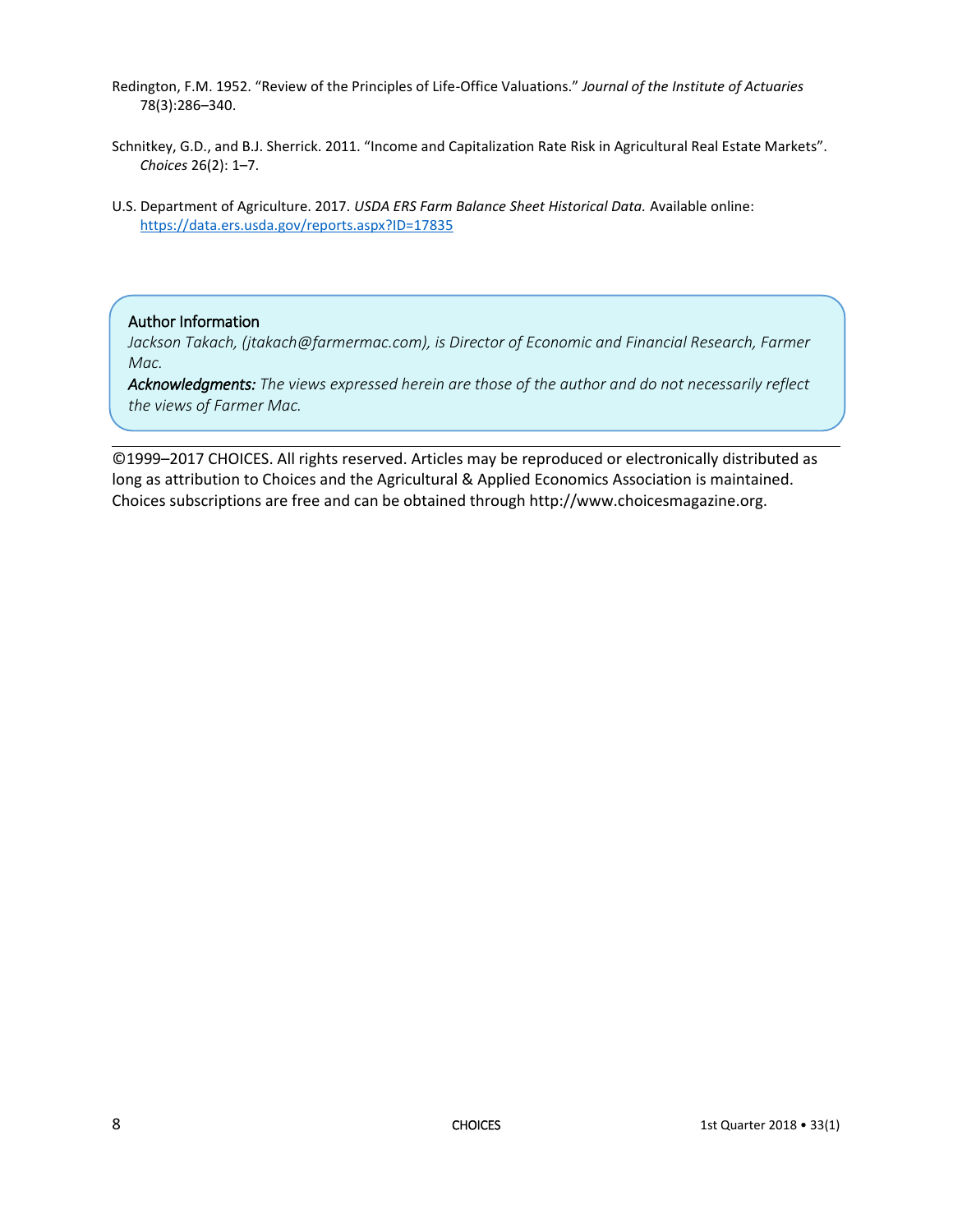Redington, F.M. 1952. "Review of the Principles of Life-Office Valuations." *Journal of the Institute of Actuaries* 78(3):286–340.

Schnitkey, G.D., and B.J. Sherrick. 2011. "Income and Capitalization Rate Risk in Agricultural Real Estate Markets". *Choices* 26(2): 1–7.

U.S. Department of Agriculture. 2017. *USDA ERS Farm Balance Sheet Historical Data.* Available online: https://data.ers.usda.gov/reports.aspx?ID=17835

Author Information

*Jackson Takach, (jtakach@farmermac.com), is Director of Economic and Financial Research, Farmer Mac.*

***Acknowledgments:*** *The views expressed herein are those of the author and do not necessarily reflect the views of Farmer Mac.*

---

©1999–2017 CHOICES. All rights reserved. Articles may be reproduced or electronically distributed as long as attribution to Choices and the Agricultural & Applied Economics Association is maintained. Choices subscriptions are free and can be obtained through http://www.choicesmagazine.org.